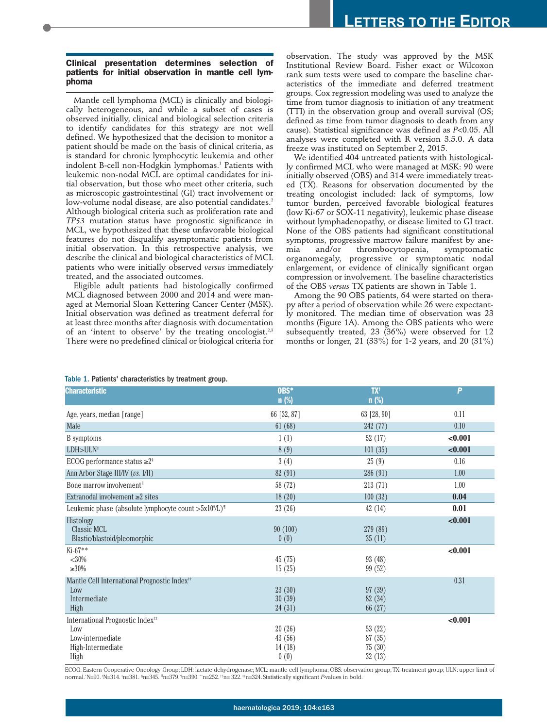## Clinical presentation determines selection of patients for initial observation in mantle cell lymphoma

Mantle cell lymphoma (MCL) is clinically and biologically heterogeneous, and while a subset of cases is observed initially, clinical and biological selection criteria to identify candidates for this strategy are not well defined. We hypothesized that the decision to monitor a patient should be made on the basis of clinical criteria, as is standard for chronic lymphocytic leukemia and other indolent B-cell non-Hodgkin lymphomas.[1] Patients with leukemic non-nodal MCL are optimal candidates for initial observation, but those who meet other criteria, such as microscopic gastrointestinal (GI) tract involvement or low-volume nodal disease, are also potential candidates.[2] Although biological criteria such as proliferation rate and *TP53* mutation status have prognostic significance in MCL, we hypothesized that these unfavorable biological features do not disqualify asymptomatic patients from initial observation. In this retrospective analysis, we describe the clinical and biological characteristics of MCL patients who were initially observed *versus* immediately treated, and the associated outcomes.

Eligible adult patients had histologically confirmed MCL diagnosed between 2000 and 2014 and were managed at Memorial Sloan Kettering Cancer Center (MSK). Initial observation was defined as treatment deferral for at least three months after diagnosis with documentation of an 'intent to observe' by the treating oncologist.[2,3] There were no predefined clinical or biological criteria for observation. The study was approved by the MSK Institutional Review Board. Fisher exact or Wilcoxon rank sum tests were used to compare the baseline characteristics of the immediate and deferred treatment groups. Cox regression modeling was used to analyze the time from tumor diagnosis to initiation of any treatment (TTI) in the observation group and overall survival (OS; defined as time from tumor diagnosis to death from any cause). Statistical significance was defined as $P<0.05$. All analyses were completed with R version 3.5.0. A data freeze was instituted on September 2, 2015.

We identified 404 untreated patients with histologically confirmed MCL who were managed at MSK: 90 were initially observed (OBS) and 314 were immediately treated (TX). Reasons for observation documented by the treating oncologist included: lack of symptoms, low tumor burden, perceived favorable biological features (low Ki-67 or SOX-11 negativity), leukemic phase disease without lymphadenopathy, or disease limited to GI tract. None of the OBS patients had significant constitutional symptoms, progressive marrow failure manifest by anemia and/or thrombocytopenia, symptomatic organomegaly, progressive or symptomatic nodal enlargement, or evidence of clinically significant organ compression or involvement. The baseline characteristics of the OBS *versus* TX patients are shown in Table 1.

Among the 90 OBS patients, 64 were started on therapy after a period of observation while 26 were expectantly monitored. The median time of observation was 23 months (Figure 1A). Among the OBS patients who were subsequently treated, 23 (36%) were observed for 12 months or longer, 21 (33%) for 1-2 years, and 20 (31%)

**Table 1.** Patients' characteristics by treatment group.

| Characteristic | OBS* n (%) | TX† n (%) | P |
|---|---|---|---|
| Age, years, median [range] | 66 [32, 87] | 63 [28, 90] | 0.11 |
| Male | 61 (68) | 242 (77) | 0.10 |
| B symptoms | 1 (1) | 52 (17) | **<0.001** |
| LDH>ULN‡ | 8 (9) | 101 (35) | **<0.001** |
| ECOG performance status ≥2§ | 3 (4) | 25 (9) | 0.16 |
| Ann Arbor Stage III/IV (*vs.* I/II) | 82 (91) | 286 (91) | 1.00 |
| Bone marrow involvement‖ | 58 (72) | 213 (71) | 1.00 |
| Extranodal involvement ≥2 sites | 18 (20) | 100 (32) | **0.04** |
| Leukemic phase (absolute lymphocyte count $>5\times10^9$/L)¶ | 23 (26) | 42 (14) | **0.01** |
| Histology | | | **<0.001** |
| Classic MCL | 90 (100) | 279 (89) | |
| Blastic/blastoid/pleomorphic | 0 (0) | 35 (11) | |
| Ki-67** | | | **<0.001** |
| <30% | 45 (75) | 93 (48) | |
| ≥30% | 15 (25) | 99 (52) | |
| Mantle Cell International Prognostic Index†† | | | 0.31 |
| Low | 23 (30) | 97 (39) | |
| Intermediate | 30 (39) | 82 (34) | |
| High | 24 (31) | 66 (27) | |
| International Prognostic Index‡‡ | | | **<0.001** |
| Low | 20 (26) | 53 (22) | |
| Low-intermediate | 43 (56) | 87 (35) | |
| High-Intermediate | 14 (18) | 75 (30) | |
| High | 0 (0) | 32 (13) | |

ECOG: Eastern Cooperative Oncology Group; LDH: lactate dehydrogenase; MCL: mantle cell lymphoma; OBS: observation group; TX: treatment group; ULN: upper limit of normal. *N=90. †N=314. ‡n=381. §n=345. ‖n=379. ¶n=390. **n=252. ††n= 322. ‡‡n=324. Statistically significant *P*-values in bold.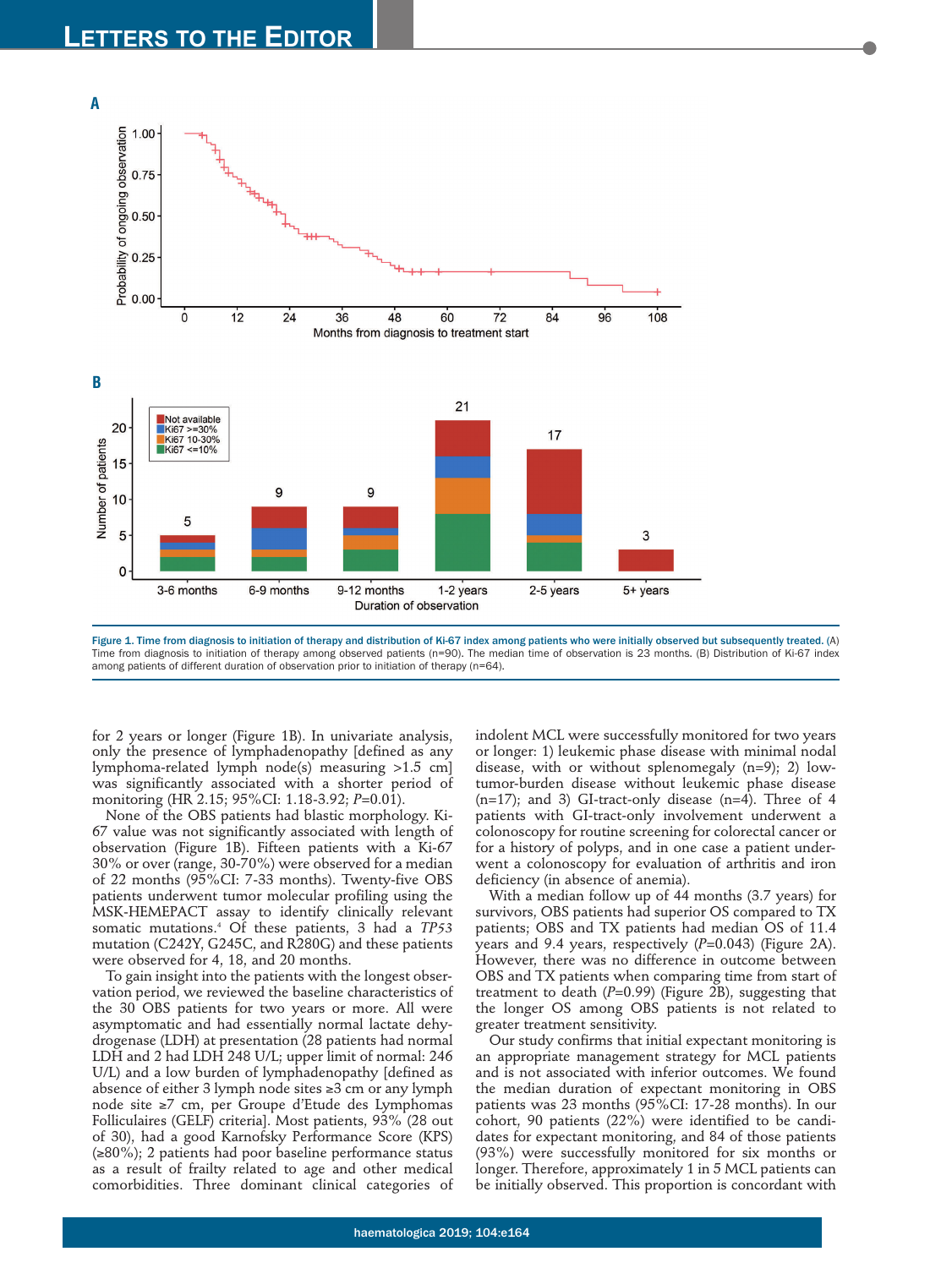Figure 1. Time from diagnosis to initiation of therapy and distribution of Ki-67 index among patients who were initially observed but subsequently treated. (A) Time from diagnosis to initiation of therapy among observed patients (n=90). The median time of observation is 23 months. (B) Distribution of Ki-67 index among patients of different duration of observation prior to initiation of therapy (n=64).

for 2 years or longer (Figure 1B). In univariate analysis, only the presence of lymphadenopathy [defined as any lymphoma-related lymph node(s) measuring >1.5 cm] was significantly associated with a shorter period of monitoring (HR 2.15; 95%CI: 1.18-3.92; $P$=0.01).

None of the OBS patients had blastic morphology. Ki-67 value was not significantly associated with length of observation (Figure 1B). Fifteen patients with a Ki-67 30% or over (range, 30-70%) were observed for a median of 22 months (95%CI: 7-33 months). Twenty-five OBS patients underwent tumor molecular profiling using the MSK-HEMEPACT assay to identify clinically relevant somatic mutations.[4] Of these patients, 3 had a *TP53* mutation (C242Y, G245C, and R280G) and these patients were observed for 4, 18, and 20 months.

To gain insight into the patients with the longest observation period, we reviewed the baseline characteristics of the 30 OBS patients for two years or more. All were asymptomatic and had essentially normal lactate dehydrogenase (LDH) at presentation (28 patients had normal LDH and 2 had LDH 248 U/L; upper limit of normal: 246 U/L) and a low burden of lymphadenopathy [defined as absence of either 3 lymph node sites ≥3 cm or any lymph node site ≥7 cm, per Groupe d'Etude des Lymphomas Folliculaires (GELF) criteria]. Most patients, 93% (28 out of 30), had a good Karnofsky Performance Score (KPS) (≥80%); 2 patients had poor baseline performance status as a result of frailty related to age and other medical comorbidities. Three dominant clinical categories of indolent MCL were successfully monitored for two years or longer: 1) leukemic phase disease with minimal nodal disease, with or without splenomegaly (n=9); 2) low-tumor-burden disease without leukemic phase disease (n=17); and 3) GI-tract-only disease (n=4). Three of 4 patients with GI-tract-only involvement underwent a colonoscopy for routine screening for colorectal cancer or for a history of polyps, and in one case a patient underwent a colonoscopy for evaluation of arthritis and iron deficiency (in absence of anemia).

With a median follow up of 44 months (3.7 years) for survivors, OBS patients had superior OS compared to TX patients; OBS and TX patients had median OS of 11.4 years and 9.4 years, respectively ($P$=0.043) (Figure 2A). However, there was no difference in outcome between OBS and TX patients when comparing time from start of treatment to death ($P$=0.99) (Figure 2B), suggesting that the longer OS among OBS patients is not related to greater treatment sensitivity.

Our study confirms that initial expectant monitoring is an appropriate management strategy for MCL patients and is not associated with inferior outcomes. We found the median duration of expectant monitoring in OBS patients was 23 months (95%CI: 17-28 months). In our cohort, 90 patients (22%) were identified to be candidates for expectant monitoring, and 84 of those patients (93%) were successfully monitored for six months or longer. Therefore, approximately 1 in 5 MCL patients can be initially observed. This proportion is concordant with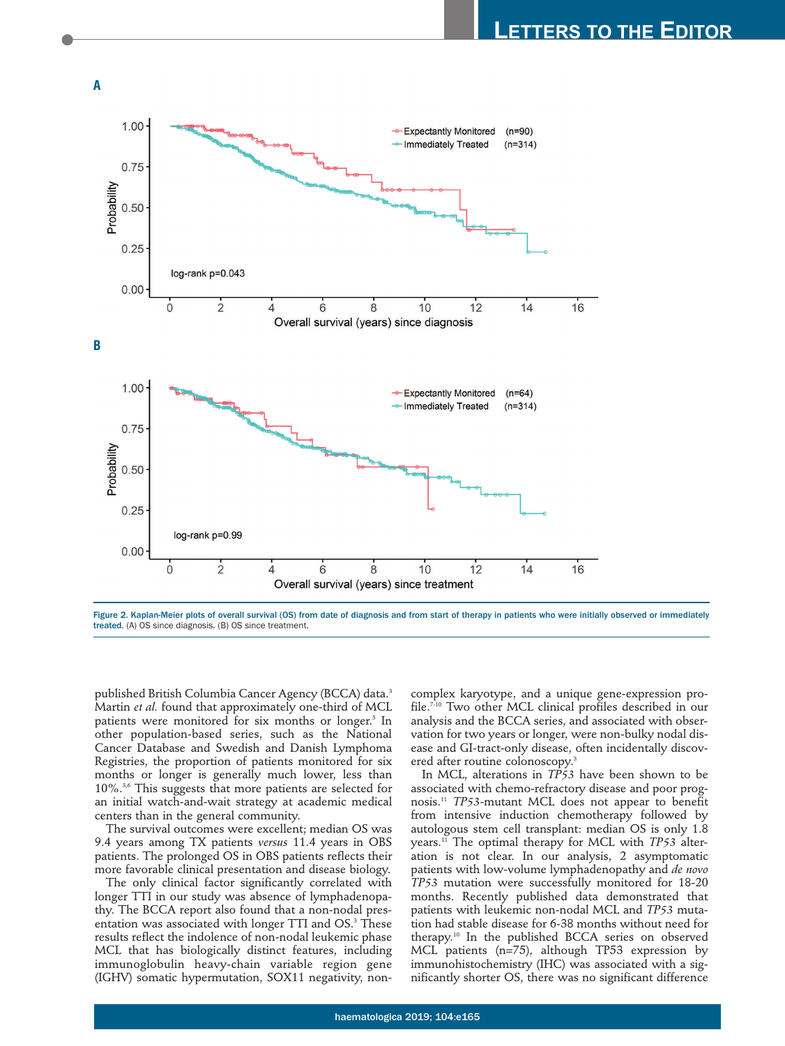Figure 2. Kaplan-Meier plots of overall survival (OS) from date of diagnosis and from start of therapy in patients who were initially observed or immediately treated. (A) OS since diagnosis. (B) OS since treatment.

published British Columbia Cancer Agency (BCCA) data.[3] Martin *et al.* found that approximately one-third of MCL patients were monitored for six months or longer.[5] In other population-based series, such as the National Cancer Database and Swedish and Danish Lymphoma Registries, the proportion of patients monitored for six months or longer is generally much lower, less than 10%.[3,6] This suggests that more patients are selected for an initial watch-and-wait strategy at academic medical centers than in the general community.

The survival outcomes were excellent; median OS was 9.4 years among TX patients *versus* 11.4 years in OBS patients. The prolonged OS in OBS patients reflects their more favorable clinical presentation and disease biology.

The only clinical factor significantly correlated with longer TTI in our study was absence of lymphadenopathy. The BCCA report also found that a non-nodal presentation was associated with longer TTI and OS.[3] These results reflect the indolence of non-nodal leukemic phase MCL that has biologically distinct features, including immunoglobulin heavy-chain variable region gene (IGHV) somatic hypermutation, SOX11 negativity, non-complex karyotype, and a unique gene-expression profile.[7-10] Two other MCL clinical profiles described in our analysis and the BCCA series, and associated with observation for two years or longer, were non-bulky nodal disease and GI-tract-only disease, often incidentally discovered after routine colonoscopy.[3]

In MCL, alterations in *TP53* have been shown to be associated with chemo-refractory disease and poor prognosis.[11] *TP53*-mutant MCL does not appear to benefit from intensive induction chemotherapy followed by autologous stem cell transplant: median OS is only 1.8 years.[11] The optimal therapy for MCL with *TP53* alteration is not clear. In our analysis, 2 asymptomatic patients with low-volume lymphadenopathy and *de novo* *TP53* mutation were successfully monitored for 18-20 months. Recently published data demonstrated that patients with leukemic non-nodal MCL and *TP53* mutation had stable disease for 6-38 months without need for therapy.[10] In the published BCCA series on observed MCL patients (n=75), although TP53 expression by immunohistochemistry (IHC) was associated with a significantly shorter OS, there was no significant difference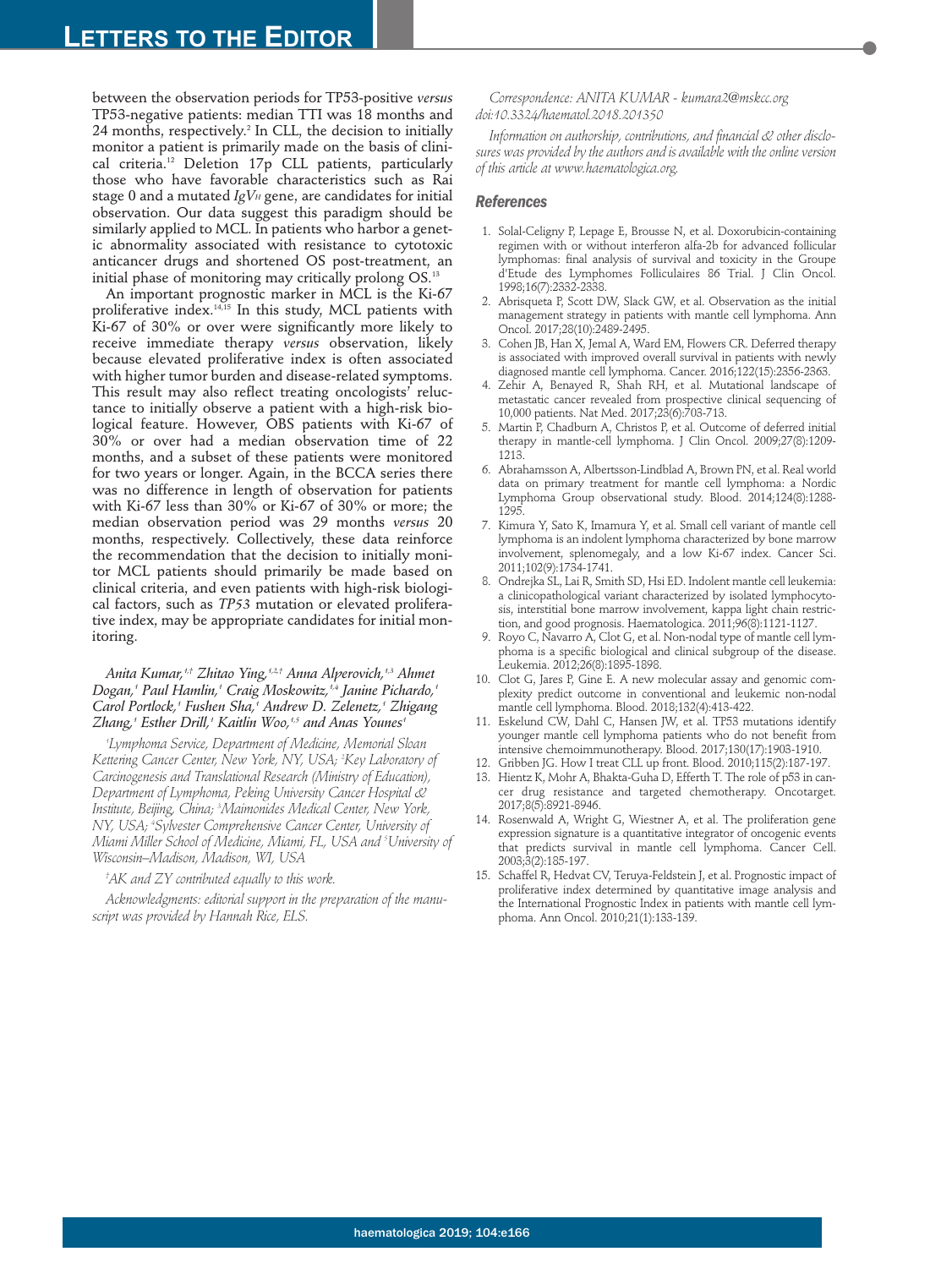between the observation periods for TP53-positive *versus* TP53-negative patients: median TTI was 18 months and 24 months, respectively.[2] In CLL, the decision to initially monitor a patient is primarily made on the basis of clinical criteria.[12] Deletion 17p CLL patients, particularly those who have favorable characteristics such as Rai stage 0 and a mutated *IgV$_H$* gene, are candidates for initial observation. Our data suggest this paradigm should be similarly applied to MCL. In patients who harbor a genetic abnormality associated with resistance to cytotoxic anticancer drugs and shortened OS post-treatment, an initial phase of monitoring may critically prolong OS.[13]

An important prognostic marker in MCL is the Ki-67 proliferative index.[14,15] In this study, MCL patients with Ki-67 of 30% or over were significantly more likely to receive immediate therapy *versus* observation, likely because elevated proliferative index is often associated with higher tumor burden and disease-related symptoms. This result may also reflect treating oncologists' reluctance to initially observe a patient with a high-risk biological feature. However, OBS patients with Ki-67 of 30% or over had a median observation time of 22 months, and a subset of these patients were monitored for two years or longer. Again, in the BCCA series there was no difference in length of observation for patients with Ki-67 less than 30% or Ki-67 of 30% or more; the median observation period was 29 months *versus* 20 months, respectively. Collectively, these data reinforce the recommendation that the decision to initially monitor MCL patients should primarily be made based on clinical criteria, and even patients with high-risk biological factors, such as *TP53* mutation or elevated proliferative index, may be appropriate candidates for initial monitoring.

*Anita Kumar,[1,†] Zhitao Ying,[1,2,†] Anna Alperovich,[1,3] Ahmet Dogan,[1] Paul Hamlin,[1] Craig Moskowitz,[1,4] Janine Pichardo,[1] Carol Portlock,[1] Fushen Sha,[1] Andrew D. Zelenetz,[1] Zhigang Zhang,[1] Esther Drill,[1] Kaitlin Woo,[1,5] and Anas Younes[1]*

*[1]Lymphoma Service, Department of Medicine, Memorial Sloan Kettering Cancer Center, New York, NY, USA; [2]Key Laboratory of Carcinogenesis and Translational Research (Ministry of Education), Department of Lymphoma, Peking University Cancer Hospital & Institute, Beijing, China; [3]Maimonides Medical Center, New York, NY, USA; [4]Sylvester Comprehensive Cancer Center, University of Miami Miller School of Medicine, Miami, FL, USA and [5]University of Wisconsin–Madison, Madison, WI, USA*

*[†]AK and ZY contributed equally to this work.*

*Acknowledgments: editorial support in the preparation of the manuscript was provided by Hannah Rice, ELS.*

*Correspondence: ANITA KUMAR - kumara2@mskcc.org*
*doi:10.3324/haematol.2018.201350*

*Information on authorship, contributions, and financial & other disclosures was provided by the authors and is available with the online version of this article at www.haematologica.org.*

## References

1. Solal-Celigny P, Lepage E, Brousse N, et al. Doxorubicin-containing regimen with or without interferon alfa-2b for advanced follicular lymphomas: final analysis of survival and toxicity in the Groupe d'Etude des Lymphomes Folliculaires 86 Trial. J Clin Oncol. 1998;16(7):2332-2338.
2. Abrisqueta P, Scott DW, Slack GW, et al. Observation as the initial management strategy in patients with mantle cell lymphoma. Ann Oncol. 2017;28(10):2489-2495.
3. Cohen JB, Han X, Jemal A, Ward EM, Flowers CR. Deferred therapy is associated with improved overall survival in patients with newly diagnosed mantle cell lymphoma. Cancer. 2016;122(15):2356-2363.
4. Zehir A, Benayed R, Shah RH, et al. Mutational landscape of metastatic cancer revealed from prospective clinical sequencing of 10,000 patients. Nat Med. 2017;23(6):703-713.
5. Martin P, Chadburn A, Christos P, et al. Outcome of deferred initial therapy in mantle-cell lymphoma. J Clin Oncol. 2009;27(8):1209-1213.
6. Abrahamsson A, Albertsson-Lindblad A, Brown PN, et al. Real world data on primary treatment for mantle cell lymphoma: a Nordic Lymphoma Group observational study. Blood. 2014;124(8):1288-1295.
7. Kimura Y, Sato K, Imamura Y, et al. Small cell variant of mantle cell lymphoma is an indolent lymphoma characterized by bone marrow involvement, splenomegaly, and a low Ki-67 index. Cancer Sci. 2011;102(9):1734-1741.
8. Ondrejka SL, Lai R, Smith SD, Hsi ED. Indolent mantle cell leukemia: a clinicopathological variant characterized by isolated lymphocytosis, interstitial bone marrow involvement, kappa light chain restriction, and good prognosis. Haematologica. 2011;96(8):1121-1127.
9. Royo C, Navarro A, Clot G, et al. Non-nodal type of mantle cell lymphoma is a specific biological and clinical subgroup of the disease. Leukemia. 2012;26(8):1895-1898.
10. Clot G, Jares P, Gine E. A new molecular assay and genomic complexity predict outcome in conventional and leukemic non-nodal mantle cell lymphoma. Blood. 2018;132(4):413-422.
11. Eskelund CW, Dahl C, Hansen JW, et al. TP53 mutations identify younger mantle cell lymphoma patients who do not benefit from intensive chemoimmunotherapy. Blood. 2017;130(17):1903-1910.
12. Gribben JG. How I treat CLL up front. Blood. 2010;115(2):187-197.
13. Hientz K, Mohr A, Bhakta-Guha D, Efferth T. The role of p53 in cancer drug resistance and targeted chemotherapy. Oncotarget. 2017;8(5):8921-8946.
14. Rosenwald A, Wright G, Wiestner A, et al. The proliferation gene expression signature is a quantitative integrator of oncogenic events that predicts survival in mantle cell lymphoma. Cancer Cell. 2003;3(2):185-197.
15. Schaffel R, Hedvat CV, Teruya-Feldstein J, et al. Prognostic impact of proliferative index determined by quantitative image analysis and the International Prognostic Index in patients with mantle cell lymphoma. Ann Oncol. 2010;21(1):133-139.